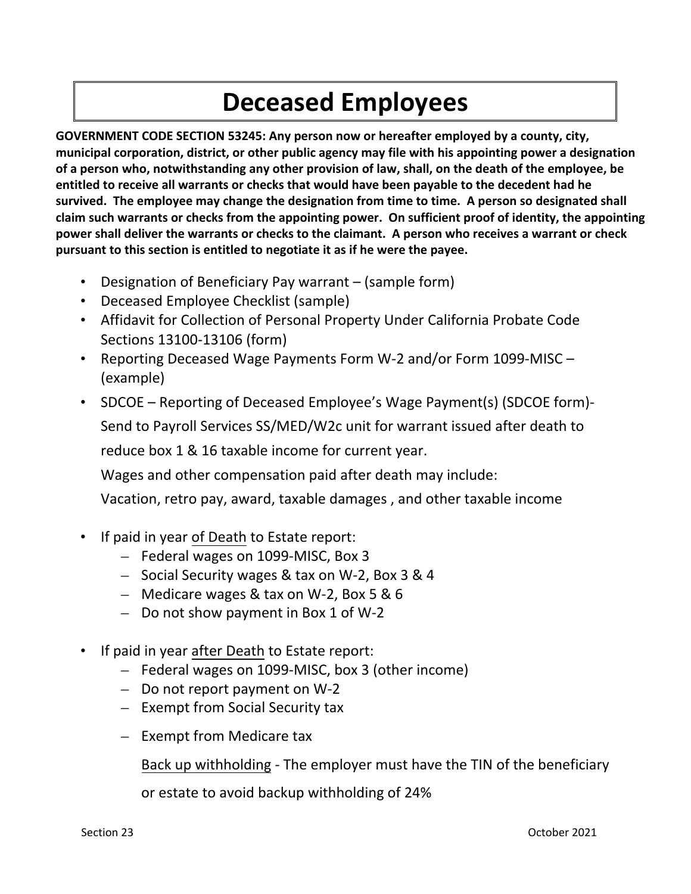# Deceased Employees

**GOVERNMENT CODE SECTION 53245: Any person now or hereafter employed by a county, city, municipal corporation, district, or other public agency may file with his appointing power a designation of a person who, notwithstanding any other provision of law, shall, on the death of the employee, be entitled to receive all warrants or checks that would have been payable to the decedent had he survived. The employee may change the designation from time to time. A person so designated shall claim such warrants or checks from the appointing power. On sufficient proof of identity, the appointing power shall deliver the warrants or checks to the claimant. A person who receives a warrant or check pursuant to this section is entitled to negotiate it as if he were the payee.**

- Designation of Beneficiary Pay warrant – (sample form)
- Deceased Employee Checklist (sample)
- Affidavit for Collection of Personal Property Under California Probate Code Sections 13100-13106 (form)
- Reporting Deceased Wage Payments Form W-2 and/or Form 1099-MISC – (example)
- SDCOE – Reporting of Deceased Employee's Wage Payment(s) (SDCOE form)- Send to Payroll Services SS/MED/W2c unit for warrant issued after death to reduce box 1 & 16 taxable income for current year.

  Wages and other compensation paid after death may include:

  Vacation, retro pay, award, taxable damages , and other taxable income

- If paid in year <u>of Death</u> to Estate report:
  - Federal wages on 1099-MISC, Box 3
  - Social Security wages & tax on W-2, Box 3 & 4
  - Medicare wages & tax on W-2, Box 5 & 6
  - Do not show payment in Box 1 of W-2

- If paid in year <u>after Death</u> to Estate report:
  - Federal wages on 1099-MISC, box 3 (other income)
  - Do not report payment on W-2
  - Exempt from Social Security tax
  - Exempt from Medicare tax

    <u>Back up withholding</u> - The employer must have the TIN of the beneficiary or estate to avoid backup withholding of 24%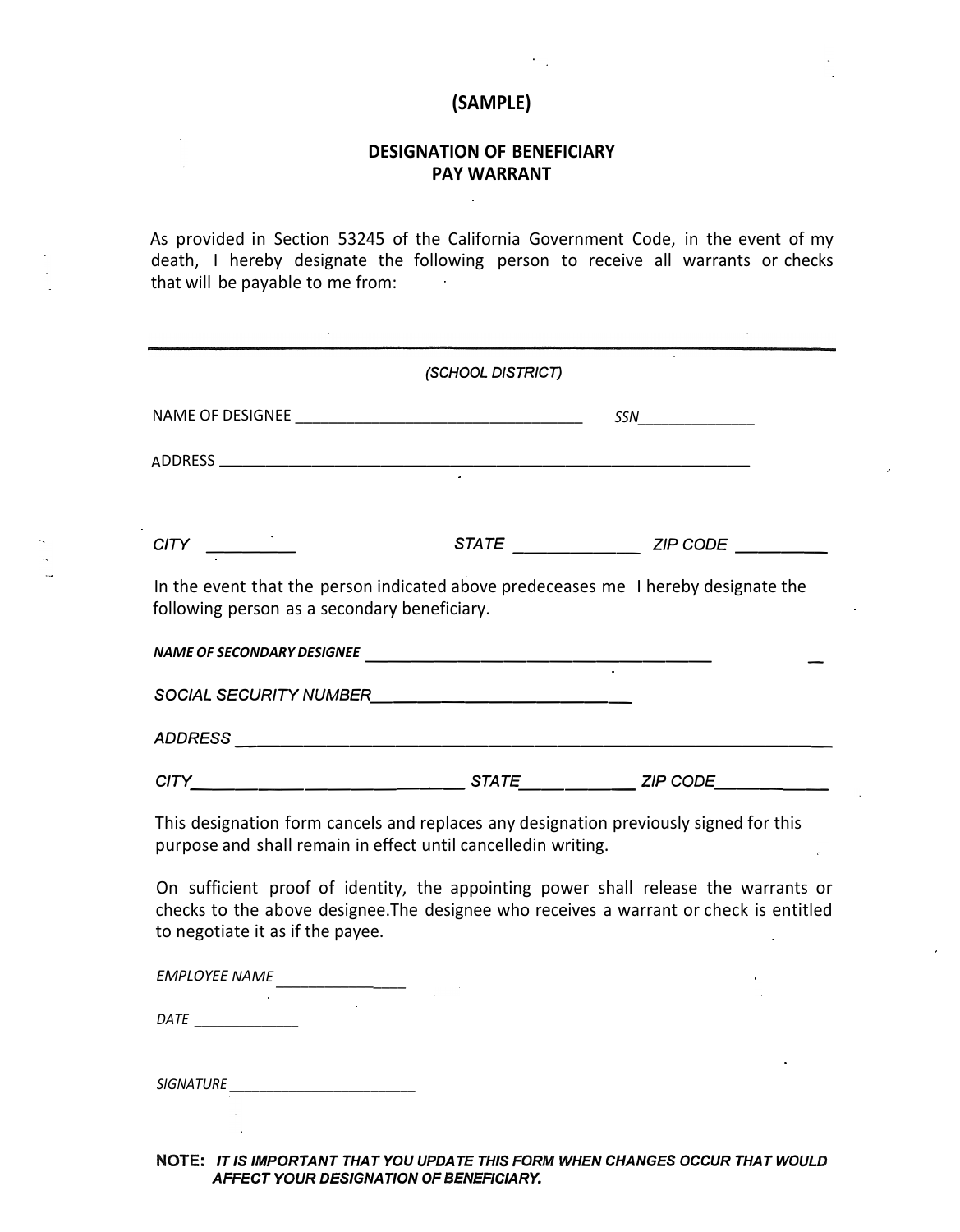# (SAMPLE)

## DESIGNATION OF BENEFICIARY
## PAY WARRANT

As provided in Section 53245 of the California Government Code, in the event of my death, I hereby designate the following person to receive all warrants or checks that will be payable to me from:

_______________________________________________

*(SCHOOL DISTRICT)*

NAME OF DESIGNEE _________________________________ *SSN*_____________

ADDRESS ___________________________________________________________

*CITY* _________ *STATE* _____________ *ZIP CODE* __________

In the event that the person indicated above predeceases me I hereby designate the following person as a secondary beneficiary.

***NAME OF SECONDARY DESIGNEE*** ______________________________________

*SOCIAL SECURITY NUMBER*___________________________

*ADDRESS* _________________________________________________________

*CITY*____________________________ *STATE*____________ *ZIP CODE*____________

This designation form cancels and replaces any designation previously signed for this purpose and shall remain in effect until cancelledin writing.

On sufficient proof of identity, the appointing power shall release the warrants or checks to the above designee.The designee who receives a warrant or check is entitled to negotiate it as if the payee.

*EMPLOYEE NAME* ______________

*DATE* ____________

*SIGNATURE* _____________________

**NOTE:** ***IT IS IMPORTANT THAT YOU UPDATE THIS FORM WHEN CHANGES OCCUR THAT WOULD AFFECT YOUR DESIGNATION OF BENEFICIARY.***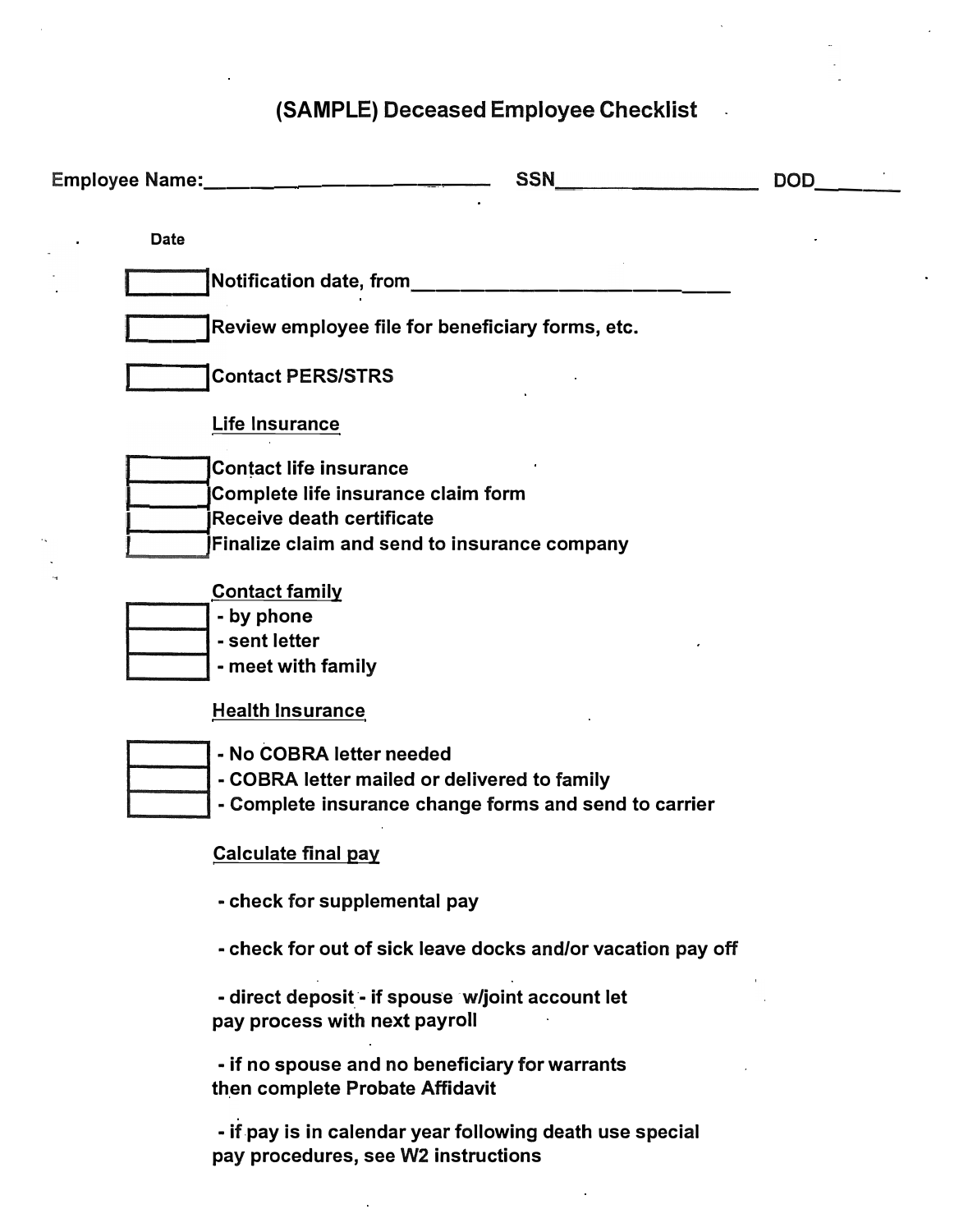# (SAMPLE) Deceased Employee Checklist

Employee Name:_____________________________ SSN___________________ DOD_______

Date

- [ ] Notification date, from_______________________________
- [ ] Review employee file for beneficiary forms, etc.
- [ ] Contact PERS/STRS

**Life Insurance**

- [ ] Contact life insurance
- [ ] Complete life insurance claim form
- [ ] Receive death certificate
- [ ] Finalize claim and send to insurance company

**Contact family**

- [ ] - by phone
- [ ] - sent letter
- [ ] - meet with family

**Health Insurance**

- [ ] - No COBRA letter needed
- [ ] - COBRA letter mailed or delivered to family
- [ ] - Complete insurance change forms and send to carrier

**Calculate final pay**

- check for supplemental pay

- check for out of sick leave docks and/or vacation pay off

- direct deposit - if spouse w/joint account let pay process with next payroll

- if no spouse and no beneficiary for warrants then complete Probate Affidavit

- if pay is in calendar year following death use special pay procedures, see W2 instructions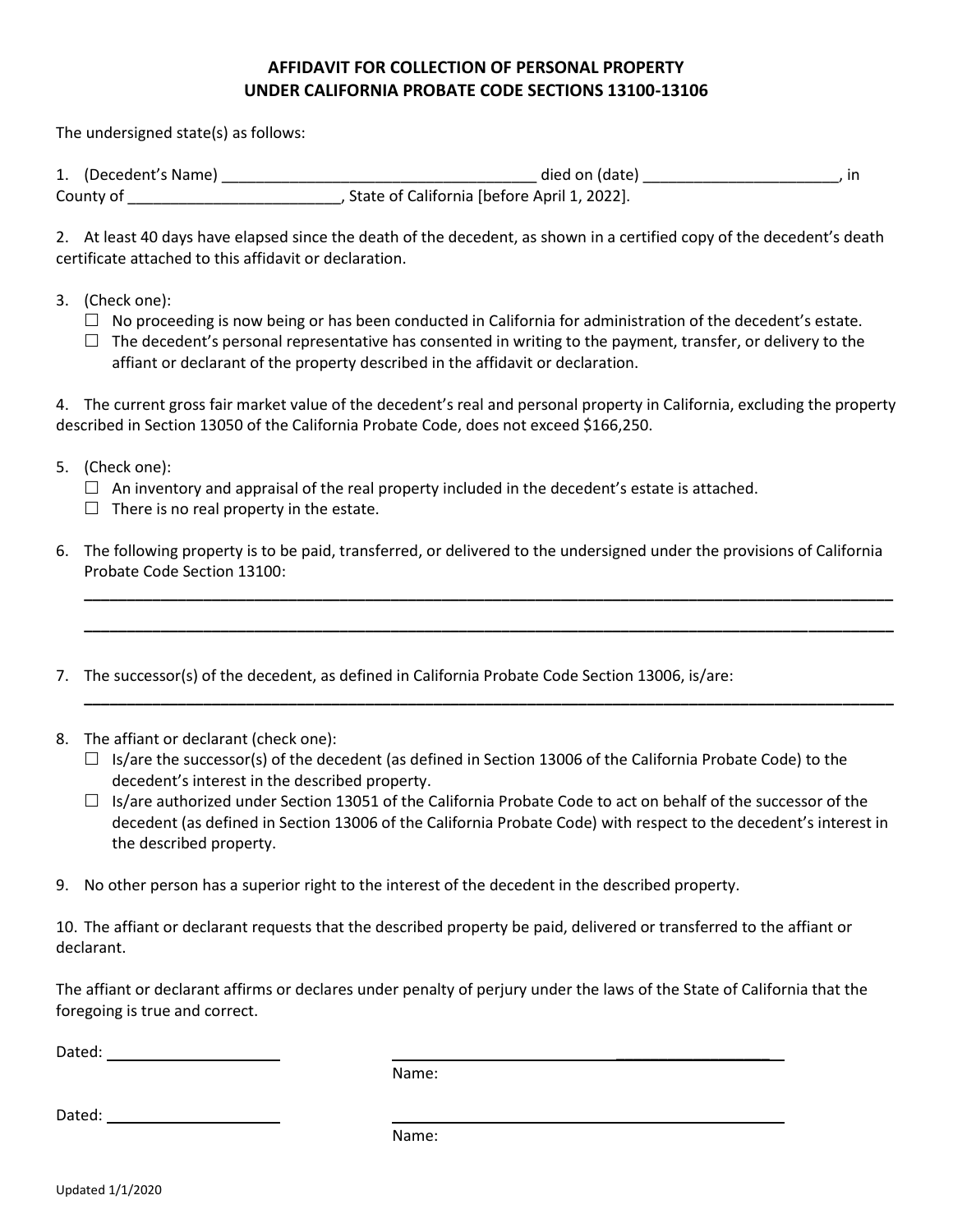**AFFIDAVIT FOR COLLECTION OF PERSONAL PROPERTY UNDER CALIFORNIA PROBATE CODE SECTIONS 13100-13106**

The undersigned state(s) as follows:

1. (Decedent's Name) ____________________________________ died on (date) ______________________, in County of _________________________, State of California [before April 1, 2022].

2. At least 40 days have elapsed since the death of the decedent, as shown in a certified copy of the decedent's death certificate attached to this affidavit or declaration.

3. (Check one):
   - ☐ No proceeding is now being or has been conducted in California for administration of the decedent's estate.
   - ☐ The decedent's personal representative has consented in writing to the payment, transfer, or delivery to the affiant or declarant of the property described in the affidavit or declaration.

4. The current gross fair market value of the decedent's real and personal property in California, excluding the property described in Section 13050 of the California Probate Code, does not exceed $166,250.

5. (Check one):
   - ☐ An inventory and appraisal of the real property included in the decedent's estate is attached.
   - ☐ There is no real property in the estate.

6. The following property is to be paid, transferred, or delivered to the undersigned under the provisions of California Probate Code Section 13100:

   ________________________________________________________________________________________

   ________________________________________________________________________________________

7. The successor(s) of the decedent, as defined in California Probate Code Section 13006, is/are:

   ________________________________________________________________________________________

8. The affiant or declarant (check one):
   - ☐ Is/are the successor(s) of the decedent (as defined in Section 13006 of the California Probate Code) to the decedent's interest in the described property.
   - ☐ Is/are authorized under Section 13051 of the California Probate Code to act on behalf of the successor of the decedent (as defined in Section 13006 of the California Probate Code) with respect to the decedent's interest in the described property.

9. No other person has a superior right to the interest of the decedent in the described property.

10. The affiant or declarant requests that the described property be paid, delivered or transferred to the affiant or declarant.

The affiant or declarant affirms or declares under penalty of perjury under the laws of the State of California that the foregoing is true and correct.

Dated: ____________________ ________________________________________

Name:

Dated: ____________________ ________________________________________

Name:

Updated 1/1/2020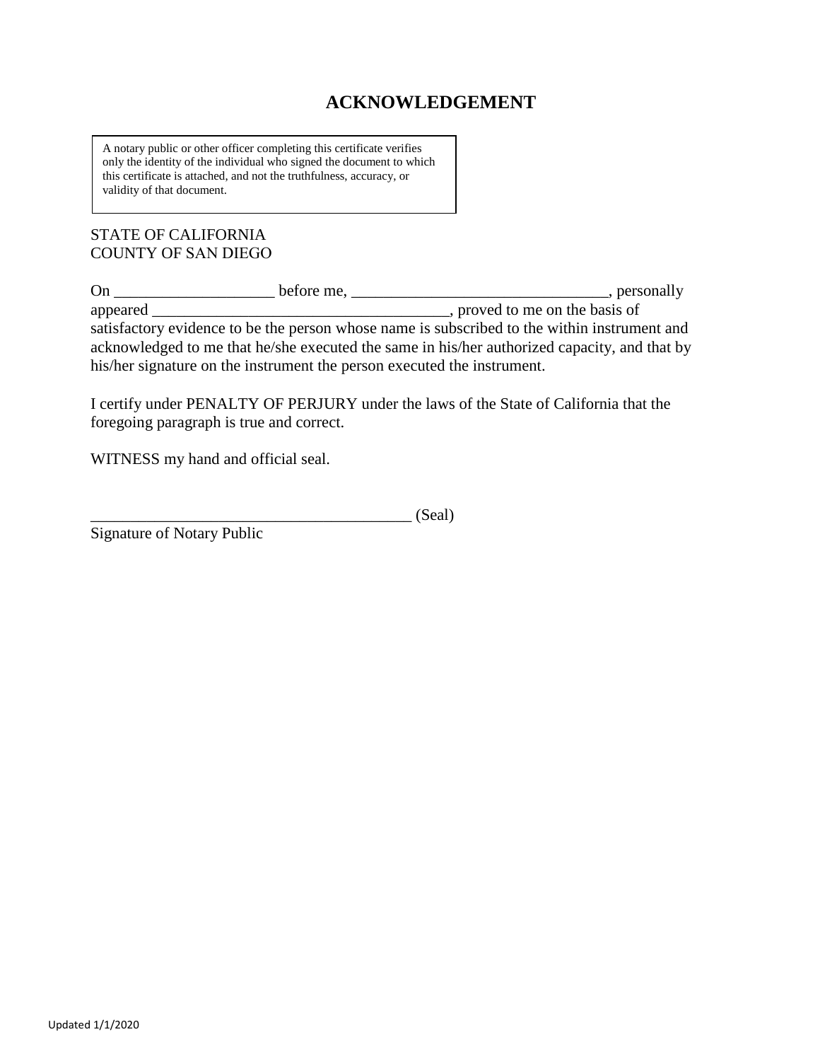# ACKNOWLEDGEMENT

> A notary public or other officer completing this certificate verifies only the identity of the individual who signed the document to which this certificate is attached, and not the truthfulness, accuracy, or validity of that document.

STATE OF CALIFORNIA
COUNTY OF SAN DIEGO

On ____________________ before me, ________________________________, personally appeared _____________________________________, proved to me on the basis of satisfactory evidence to be the person whose name is subscribed to the within instrument and acknowledged to me that he/she executed the same in his/her authorized capacity, and that by his/her signature on the instrument the person executed the instrument.

I certify under PENALTY OF PERJURY under the laws of the State of California that the foregoing paragraph is true and correct.

WITNESS my hand and official seal.

________________________________________ (Seal)
Signature of Notary Public

Updated 1/1/2020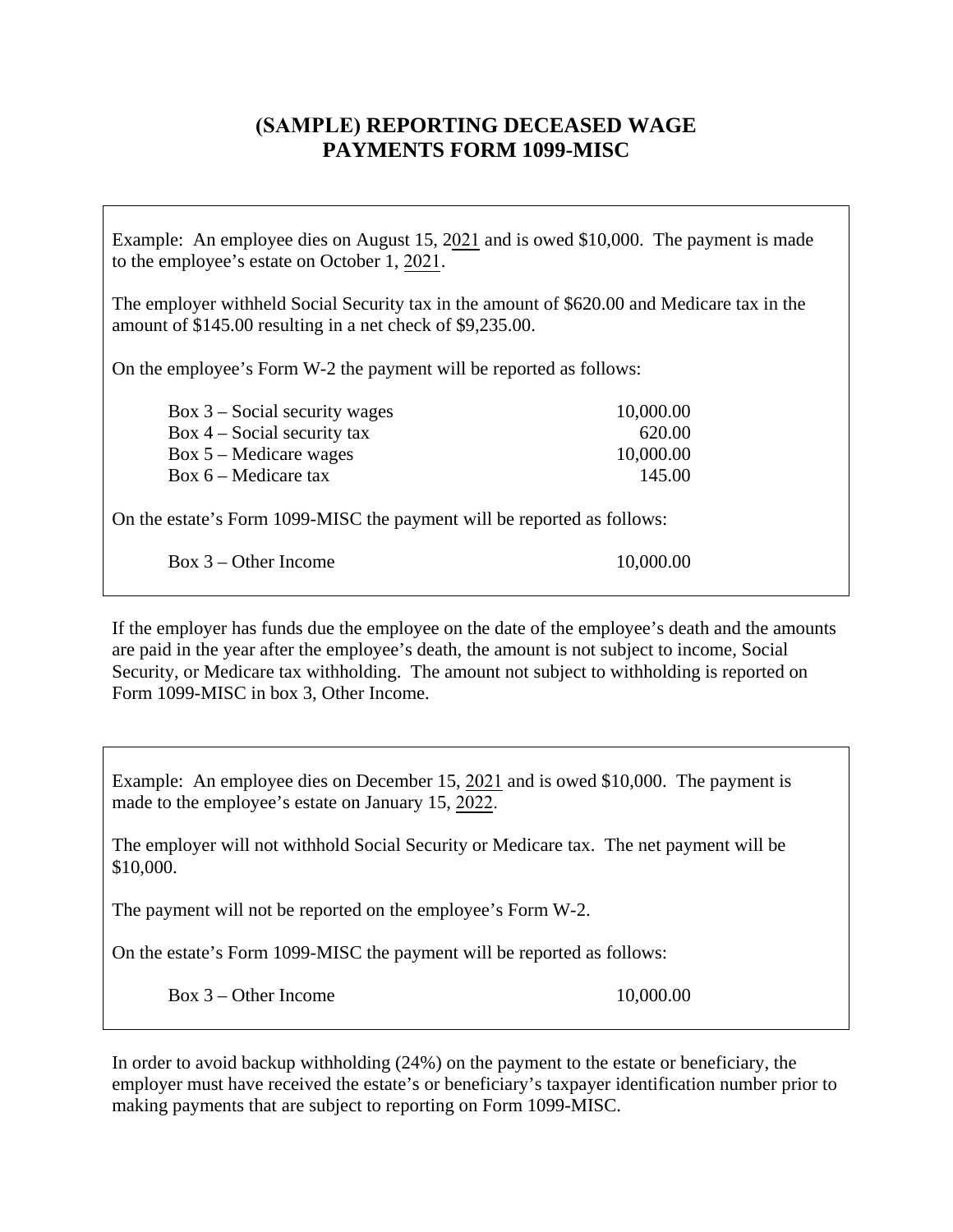# (SAMPLE) REPORTING DECEASED WAGE PAYMENTS FORM 1099-MISC

Example: An employee dies on August 15, 2021 and is owed $10,000. The payment is made to the employee's estate on October 1, 2021.

The employer withheld Social Security tax in the amount of $620.00 and Medicare tax in the amount of $145.00 resulting in a net check of $9,235.00.

On the employee's Form W-2 the payment will be reported as follows:

| | |
|---|---:|
| Box 3 – Social security wages | 10,000.00 |
| Box 4 – Social security tax | 620.00 |
| Box 5 – Medicare wages | 10,000.00 |
| Box 6 – Medicare tax | 145.00 |

On the estate's Form 1099-MISC the payment will be reported as follows:

| | |
|---|---:|
| Box 3 – Other Income | 10,000.00 |

If the employer has funds due the employee on the date of the employee's death and the amounts are paid in the year after the employee's death, the amount is not subject to income, Social Security, or Medicare tax withholding. The amount not subject to withholding is reported on Form 1099-MISC in box 3, Other Income.

Example: An employee dies on December 15, 2021 and is owed $10,000. The payment is made to the employee's estate on January 15, 2022.

The employer will not withhold Social Security or Medicare tax. The net payment will be $10,000.

The payment will not be reported on the employee's Form W-2.

On the estate's Form 1099-MISC the payment will be reported as follows:

| | |
|---|---:|
| Box 3 – Other Income | 10,000.00 |

In order to avoid backup withholding (24%) on the payment to the estate or beneficiary, the employer must have received the estate's or beneficiary's taxpayer identification number prior to making payments that are subject to reporting on Form 1099-MISC.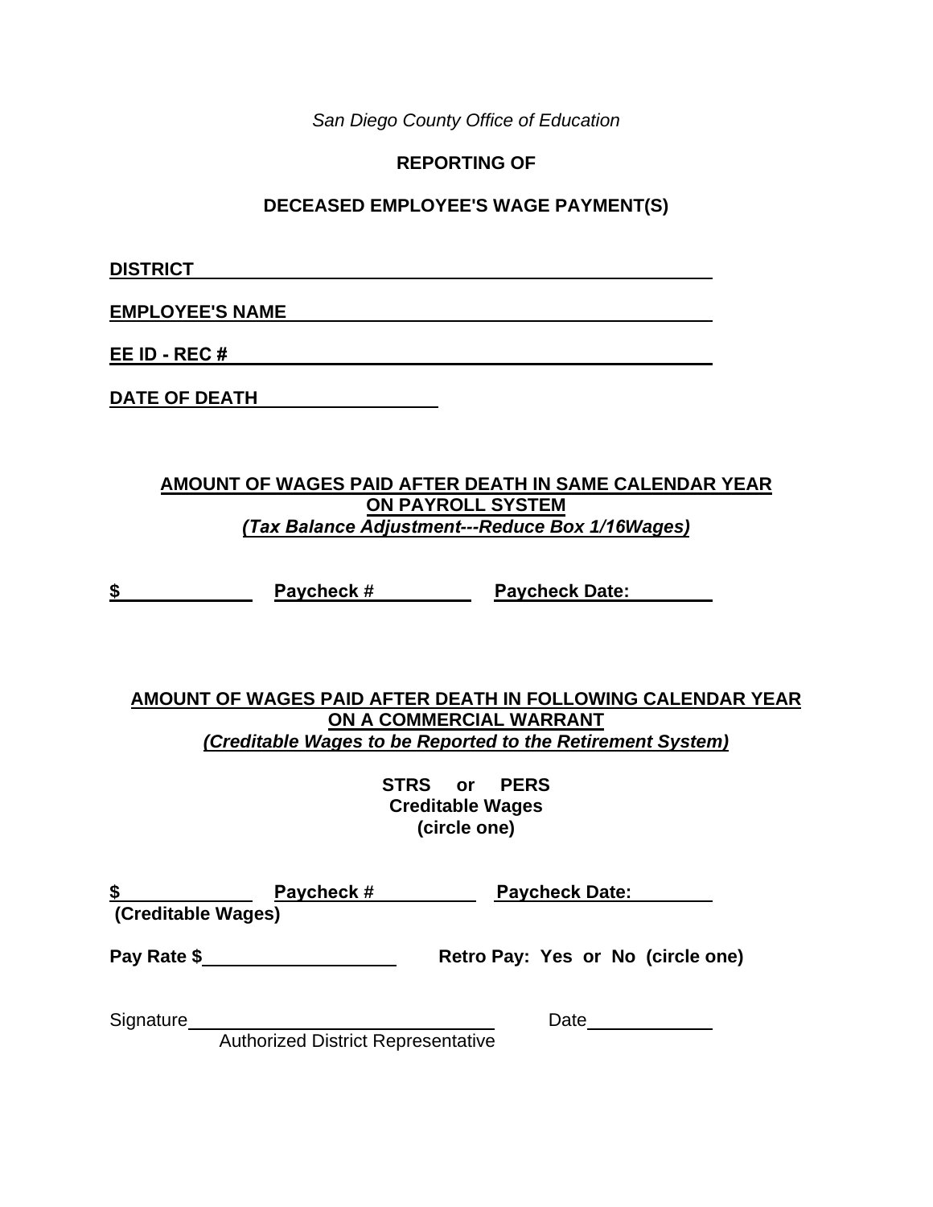*San Diego County Office of Education*

**REPORTING OF**

**DECEASED EMPLOYEE'S WAGE PAYMENT(S)**

**DISTRICT** ______________________________________________

**EMPLOYEE'S NAME** ______________________________________

**EE ID - REC #** ___________________________________________

**DATE OF DEATH** __________________

**AMOUNT OF WAGES PAID AFTER DEATH IN SAME CALENDAR YEAR ON PAYROLL SYSTEM**
***(Tax Balance Adjustment---Reduce Box 1/16Wages)***

**$** ____________ **Paycheck #** __________ **Paycheck Date:** ________

**AMOUNT OF WAGES PAID AFTER DEATH IN FOLLOWING CALENDAR YEAR ON A COMMERCIAL WARRANT**
***(Creditable Wages to be Reported to the Retirement System)***

**STRS or PERS**
**Creditable Wages**
**(circle one)**

**$** ____________ **Paycheck #** __________ **Paycheck Date:** ________
**(Creditable Wages)**

**Pay Rate $** ____________________ **Retro Pay: Yes or No (circle one)**

Signature ______________________________ Date ____________
Authorized District Representative